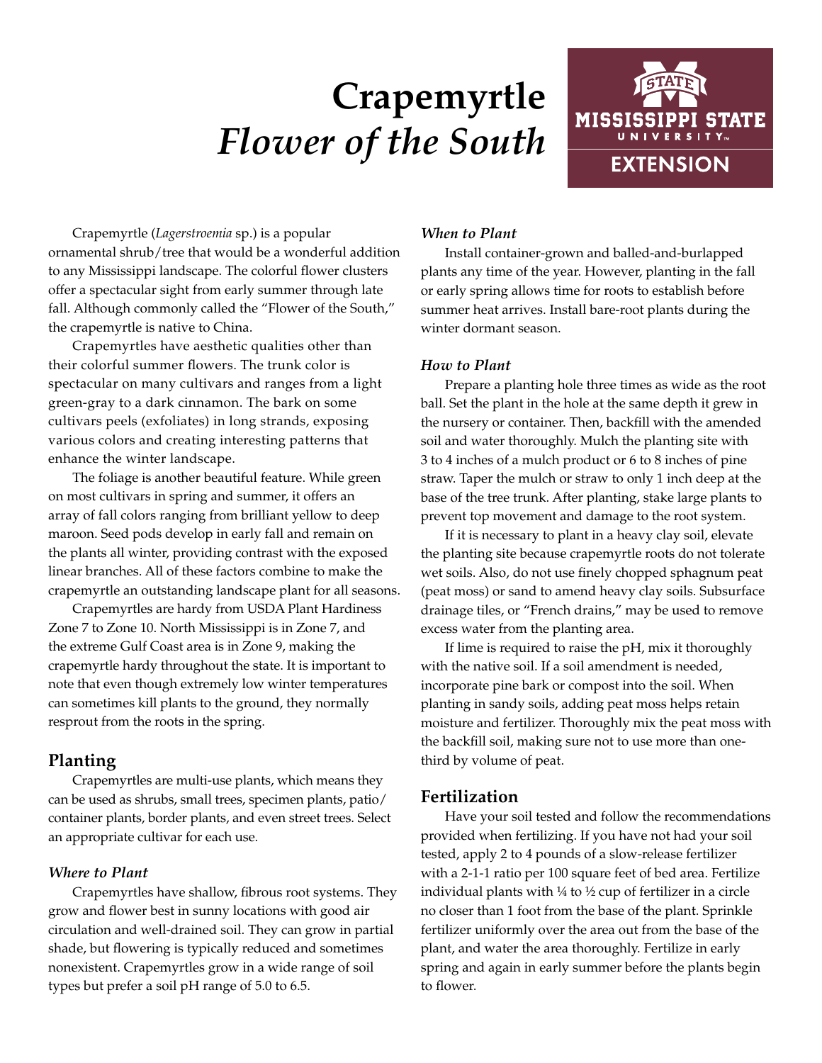# Crapemyrtle *Flower of the South*

Crapemyrtle (*Lagerstroemia* sp.) is a popular ornamental shrub/tree that would be a wonderful addition to any Mississippi landscape. The colorful flower clusters offer a spectacular sight from early summer through late fall. Although commonly called the "Flower of the South," the crapemyrtle is native to China.

Crapemyrtles have aesthetic qualities other than their colorful summer flowers. The trunk color is spectacular on many cultivars and ranges from a light green-gray to a dark cinnamon. The bark on some cultivars peels (exfoliates) in long strands, exposing various colors and creating interesting patterns that enhance the winter landscape.

The foliage is another beautiful feature. While green on most cultivars in spring and summer, it offers an array of fall colors ranging from brilliant yellow to deep maroon. Seed pods develop in early fall and remain on the plants all winter, providing contrast with the exposed linear branches. All of these factors combine to make the crapemyrtle an outstanding landscape plant for all seasons.

Crapemyrtles are hardy from USDA Plant Hardiness Zone 7 to Zone 10. North Mississippi is in Zone 7, and the extreme Gulf Coast area is in Zone 9, making the crapemyrtle hardy throughout the state. It is important to note that even though extremely low winter temperatures can sometimes kill plants to the ground, they normally resprout from the roots in the spring.

## Planting

Crapemyrtles are multi-use plants, which means they can be used as shrubs, small trees, specimen plants, patio/container plants, border plants, and even street trees. Select an appropriate cultivar for each use.

### *Where to Plant*

Crapemyrtles have shallow, fibrous root systems. They grow and flower best in sunny locations with good air circulation and well-drained soil. They can grow in partial shade, but flowering is typically reduced and sometimes nonexistent. Crapemyrtles grow in a wide range of soil types but prefer a soil pH range of 5.0 to 6.5.

### *When to Plant*

Install container-grown and balled-and-burlapped plants any time of the year. However, planting in the fall or early spring allows time for roots to establish before summer heat arrives. Install bare-root plants during the winter dormant season.

### *How to Plant*

Prepare a planting hole three times as wide as the root ball. Set the plant in the hole at the same depth it grew in the nursery or container. Then, backfill with the amended soil and water thoroughly. Mulch the planting site with 3 to 4 inches of a mulch product or 6 to 8 inches of pine straw. Taper the mulch or straw to only 1 inch deep at the base of the tree trunk. After planting, stake large plants to prevent top movement and damage to the root system.

If it is necessary to plant in a heavy clay soil, elevate the planting site because crapemyrtle roots do not tolerate wet soils. Also, do not use finely chopped sphagnum peat (peat moss) or sand to amend heavy clay soils. Subsurface drainage tiles, or "French drains," may be used to remove excess water from the planting area.

If lime is required to raise the pH, mix it thoroughly with the native soil. If a soil amendment is needed, incorporate pine bark or compost into the soil. When planting in sandy soils, adding peat moss helps retain moisture and fertilizer. Thoroughly mix the peat moss with the backfill soil, making sure not to use more than one-third by volume of peat.

## Fertilization

Have your soil tested and follow the recommendations provided when fertilizing. If you have not had your soil tested, apply 2 to 4 pounds of a slow-release fertilizer with a 2-1-1 ratio per 100 square feet of bed area. Fertilize individual plants with ¼ to ½ cup of fertilizer in a circle no closer than 1 foot from the base of the plant. Sprinkle fertilizer uniformly over the area out from the base of the plant, and water the area thoroughly. Fertilize in early spring and again in early summer before the plants begin to flower.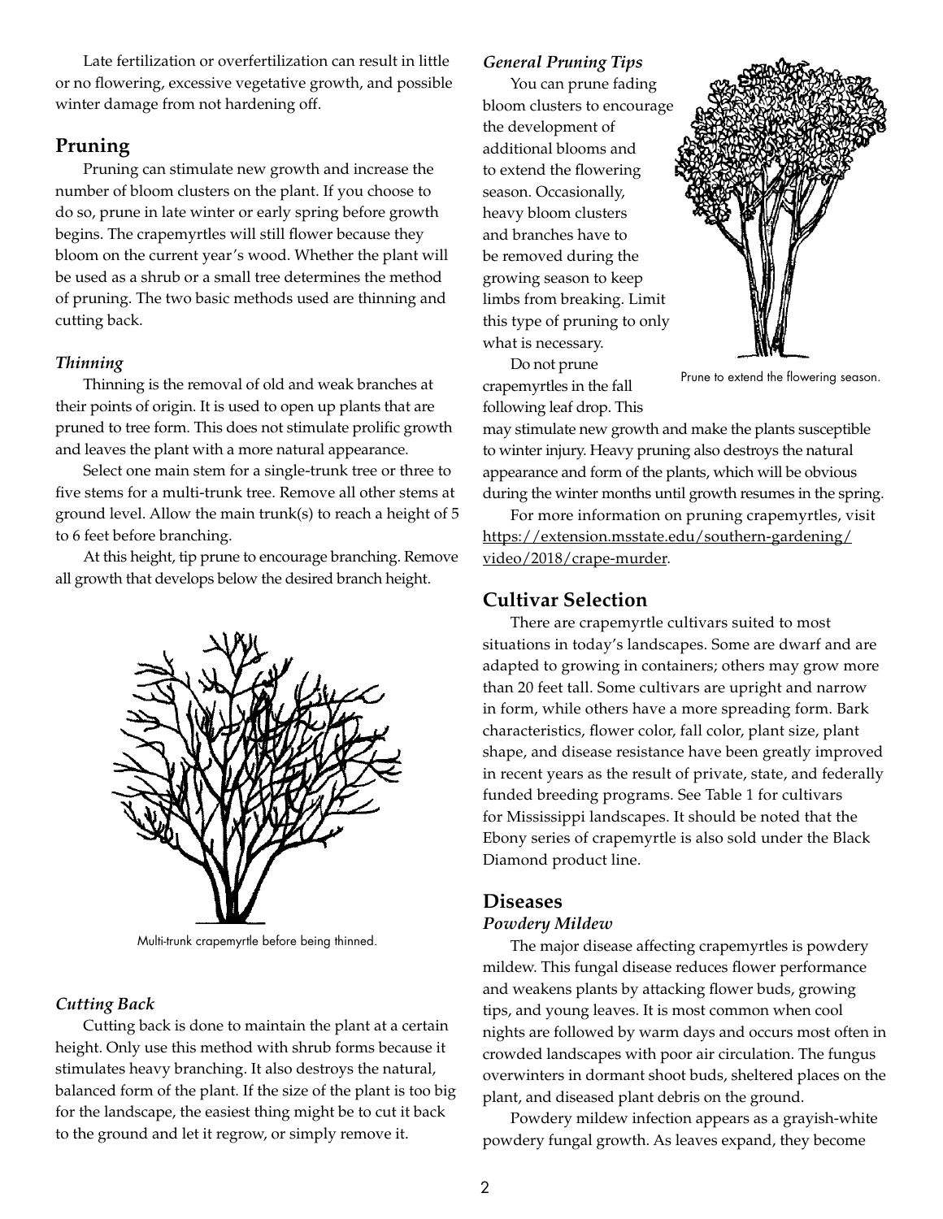Late fertilization or overfertilization can result in little or no flowering, excessive vegetative growth, and possible winter damage from not hardening off.

## Pruning

Pruning can stimulate new growth and increase the number of bloom clusters on the plant. If you choose to do so, prune in late winter or early spring before growth begins. The crapemyrtles will still flower because they bloom on the current year's wood. Whether the plant will be used as a shrub or a small tree determines the method of pruning. The two basic methods used are thinning and cutting back.

### *Thinning*

Thinning is the removal of old and weak branches at their points of origin. It is used to open up plants that are pruned to tree form. This does not stimulate prolific growth and leaves the plant with a more natural appearance.

Select one main stem for a single-trunk tree or three to five stems for a multi-trunk tree. Remove all other stems at ground level. Allow the main trunk(s) to reach a height of 5 to 6 feet before branching.

At this height, tip prune to encourage branching. Remove all growth that develops below the desired branch height.

Multi-trunk crapemyrtle before being thinned.

### *Cutting Back*

Cutting back is done to maintain the plant at a certain height. Only use this method with shrub forms because it stimulates heavy branching. It also destroys the natural, balanced form of the plant. If the size of the plant is too big for the landscape, the easiest thing might be to cut it back to the ground and let it regrow, or simply remove it.

### *General Pruning Tips*

You can prune fading bloom clusters to encourage the development of additional blooms and to extend the flowering season. Occasionally, heavy bloom clusters and branches have to be removed during the growing season to keep limbs from breaking. Limit this type of pruning to only what is necessary.

Prune to extend the flowering season.

Do not prune crapemyrtles in the fall following leaf drop. This may stimulate new growth and make the plants susceptible to winter injury. Heavy pruning also destroys the natural appearance and form of the plants, which will be obvious during the winter months until growth resumes in the spring.

For more information on pruning crapemyrtles, visit https://extension.msstate.edu/southern-gardening/video/2018/crape-murder.

## Cultivar Selection

There are crapemyrtle cultivars suited to most situations in today's landscapes. Some are dwarf and are adapted to growing in containers; others may grow more than 20 feet tall. Some cultivars are upright and narrow in form, while others have a more spreading form. Bark characteristics, flower color, fall color, plant size, plant shape, and disease resistance have been greatly improved in recent years as the result of private, state, and federally funded breeding programs. See Table 1 for cultivars for Mississippi landscapes. It should be noted that the Ebony series of crapemyrtle is also sold under the Black Diamond product line.

## Diseases

### *Powdery Mildew*

The major disease affecting crapemyrtles is powdery mildew. This fungal disease reduces flower performance and weakens plants by attacking flower buds, growing tips, and young leaves. It is most common when cool nights are followed by warm days and occurs most often in crowded landscapes with poor air circulation. The fungus overwinters in dormant shoot buds, sheltered places on the plant, and diseased plant debris on the ground.

Powdery mildew infection appears as a grayish-white powdery fungal growth. As leaves expand, they become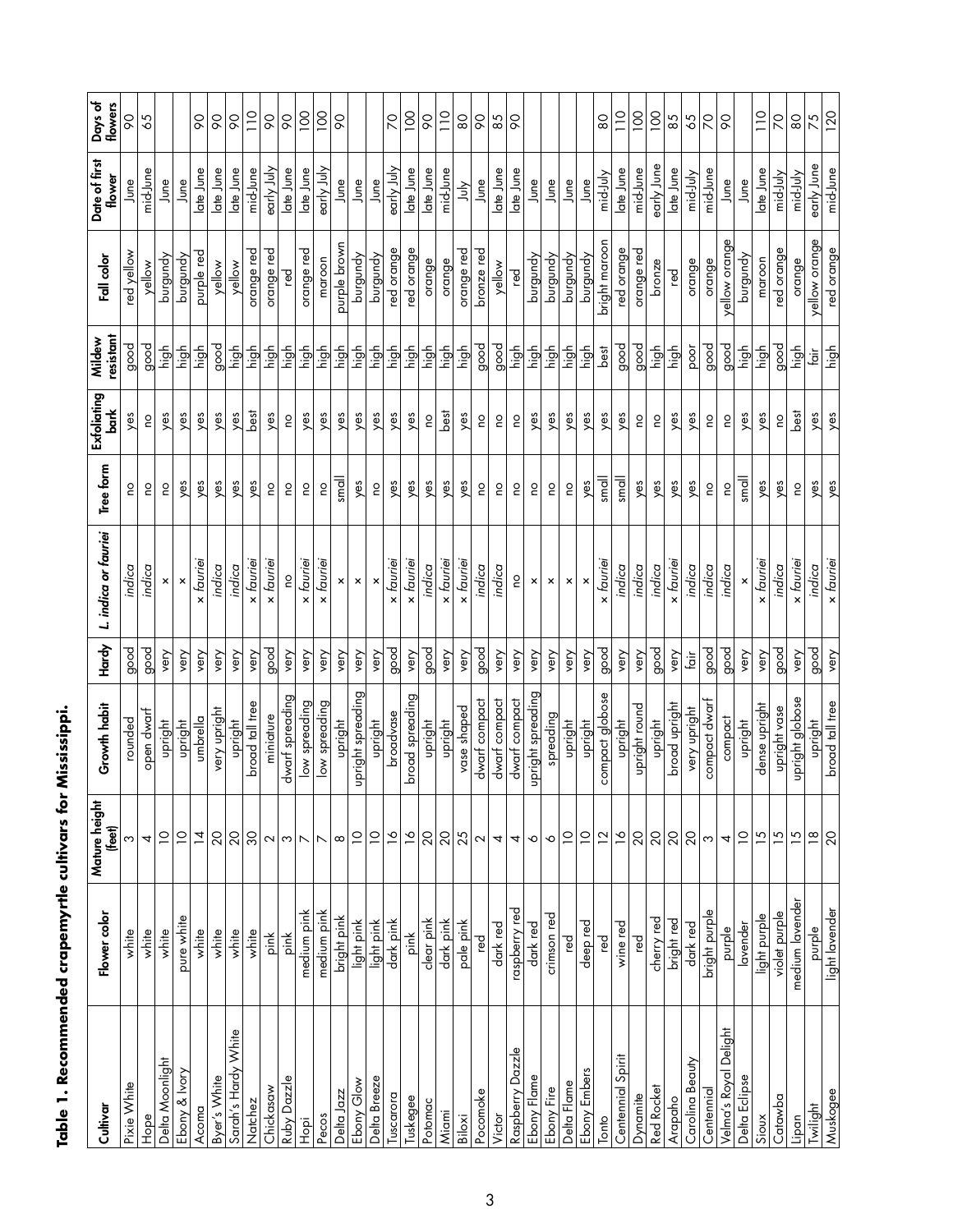**Table 1. Recommended crapemyrtle cultivars for Mississippi.**

| Cultivar | Flower color | Mature height (feet) | Growth habit | Hardy | *L. indica or fauriei* | Tree form | Exfoliating bark | Mildew resistant | Fall color | Date of first flower | Days of flowers |
|---|---|---|---|---|---|---|---|---|---|---|---|
| Pixie White | white | 3 | rounded | good | *indica* | no | yes | good | red yellow | June | 90 |
| Hope | white | 4 | open dwarf | good | *indica* | no | no | good | yellow | mid-June | 65 |
| Delta Moonlight | white | 10 | upright | very | × | no | yes | high | burgundy | June | |
| Ebony & Ivory | pure white | 10 | upright | very | × | yes | yes | high | burgundy | June | |
| Acoma | white | 14 | umbrella | very | × *fauriei* | yes | yes | high | purple red | late June | 90 |
| Byer's White | white | 20 | very upright | very | *indica* | yes | yes | good | yellow | late June | 90 |
| Sarah's Hardy White | white | 20 | upright | very | *indica* | yes | yes | high | yellow | late June | 90 |
| Natchez | white | 30 | broad tall tree | very | × *fauriei* | yes | best | high | orange red | mid-June | 110 |
| Chickasaw | pink | 2 | miniature | good | × *fauriei* | no | yes | high | orange red | early July | 90 |
| Ruby Dazzle | pink | 3 | dwarf spreading | very | no | no | no | high | red | late June | 90 |
| Hopi | medium pink | 7 | low spreading | very | × *fauriei* | no | yes | high | orange red | late June | 100 |
| Pecos | medium pink | 7 | low spreading | very | × *fauriei* | no | yes | high | maroon | early July | 100 |
| Delta Jazz | bright pink | 8 | upright | very | × | small | yes | high | purple brown | June | 90 |
| Ebony Glow | light pink | 10 | upright spreading | very | × | yes | yes | high | burgundy | June | |
| Delta Breeze | light pink | 10 | upright | very | × | no | yes | high | burgundy | June | |
| Tuscarora | dark pink | 16 | broadvase | good | × *fauriei* | yes | yes | high | red orange | early July | 70 |
| Tuskegee | pink | 16 | broad spreading | very | × *fauriei* | yes | yes | high | red orange | late June | 100 |
| Potomac | clear pink | 20 | upright | good | *indica* | yes | no | high | orange | late June | 90 |
| Miami | dark pink | 20 | upright | very | × *fauriei* | yes | best | high | orange | mid-June | 110 |
| Biloxi | pale pink | 25 | vase shaped | very | × *fauriei* | yes | yes | high | orange red | July | 80 |
| Pocomoke | red | 2 | dwarf compact | good | *indica* | no | no | good | bronze red | June | 90 |
| Victor | dark red | 4 | dwarf compact | very | *indica* | no | no | good | yellow | late June | 85 |
| Raspberry Dazzle | raspberry red | 4 | dwarf compact | very | no | no | no | high | red | late June | 90 |
| Ebony Flame | dark red | 6 | upright spreading | very | × | no | yes | high | burgundy | June | |
| Ebony Fire | crimson red | 6 | spreading | very | × | no | yes | high | burgundy | June | |
| Delta Flame | red | 10 | upright | very | × | no | yes | high | burgundy | June | |
| Ebony Embers | deep red | 10 | upright | very | × | yes | yes | high | burgundy | June | |
| Tonto | red | 12 | compact globose | good | × *fauriei* | small | yes | best | bright maroon | mid-July | 80 |
| Centennial Spirit | wine red | 16 | upright | very | *indica* | small | yes | good | red orange | late June | 110 |
| Dynamite | red | 20 | upright round | very | *indica* | yes | no | good | orange red | mid-June | 100 |
| Red Rocket | cherry red | 20 | upright | good | *indica* | yes | no | high | bronze | early June | 100 |
| Arapaho | bright red | 20 | broad upright | very | × *fauriei* | yes | yes | high | red | late June | 85 |
| Carolina Beauty | dark red | 20 | very upright | fair | *indica* | yes | yes | poor | orange | mid-July | 65 |
| Centennial | bright purple | 3 | compact dwarf | good | *indica* | no | no | good | orange | mid-June | 70 |
| Velma's Royal Delight | purple | 4 | compact | good | *indica* | no | no | good | yellow orange | June | 90 |
| Delta Eclipse | lavender | 10 | upright | very | × | small | yes | high | burgundy | June | |
| Sioux | light purple | 15 | dense upright | very | × *fauriei* | yes | yes | high | maroon | late June | 110 |
| Catawba | violet purple | 15 | upright vase | good | *indica* | yes | no | good | red orange | mid-July | 70 |
| Lipan | medium lavender | 15 | upright globose | very | × *fauriei* | no | best | high | orange | mid-July | 80 |
| Twilight | purple | 18 | upright | good | *indica* | yes | yes | fair | yellow orange | early June | 75 |
| Muskogee | light lavender | 20 | broad tall tree | very | × *fauriei* | yes | yes | high | red orange | mid-June | 120 |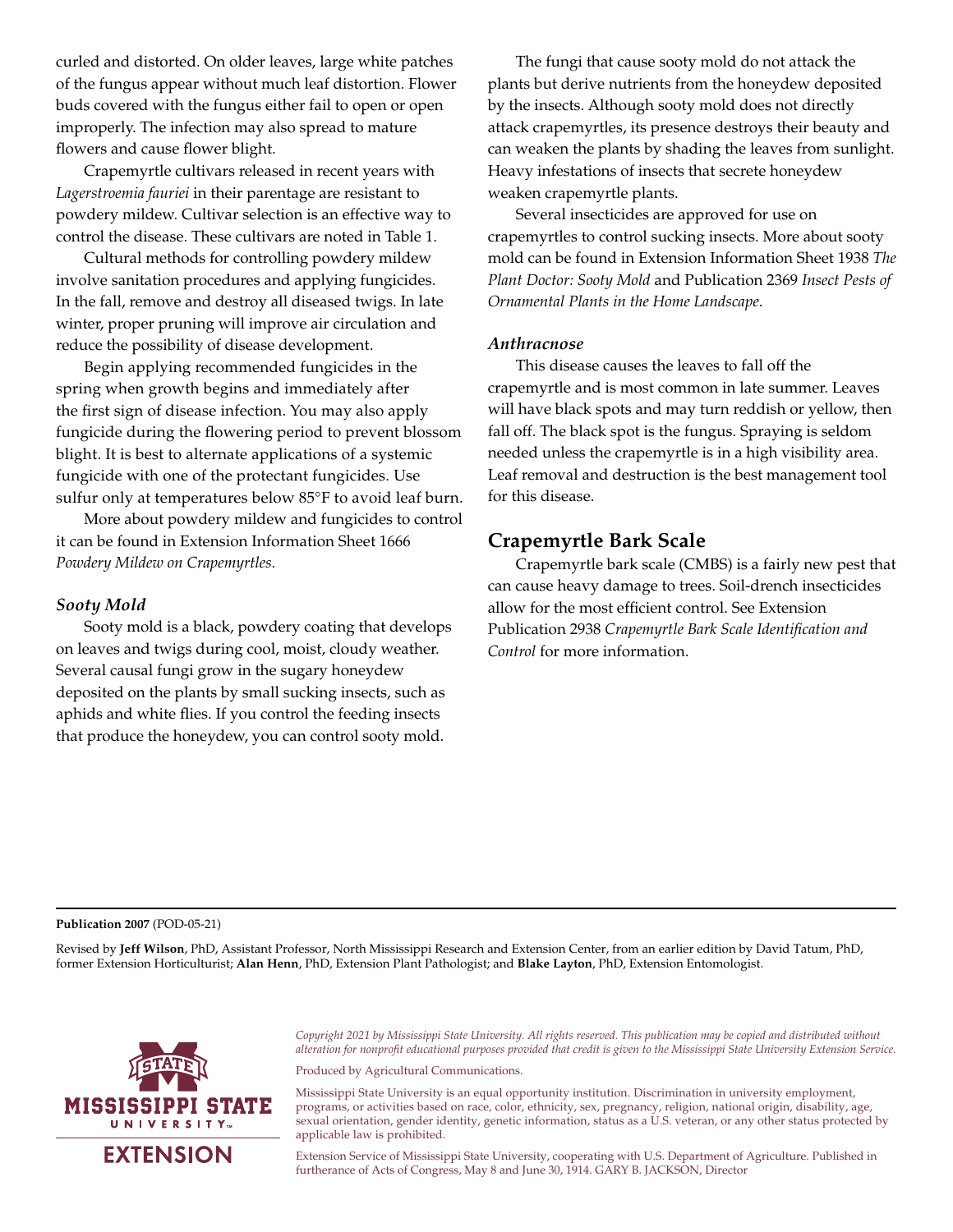curled and distorted. On older leaves, large white patches of the fungus appear without much leaf distortion. Flower buds covered with the fungus either fail to open or open improperly. The infection may also spread to mature flowers and cause flower blight.

Crapemyrtle cultivars released in recent years with *Lagerstroemia fauriei* in their parentage are resistant to powdery mildew. Cultivar selection is an effective way to control the disease. These cultivars are noted in Table 1.

Cultural methods for controlling powdery mildew involve sanitation procedures and applying fungicides. In the fall, remove and destroy all diseased twigs. In late winter, proper pruning will improve air circulation and reduce the possibility of disease development.

Begin applying recommended fungicides in the spring when growth begins and immediately after the first sign of disease infection. You may also apply fungicide during the flowering period to prevent blossom blight. It is best to alternate applications of a systemic fungicide with one of the protectant fungicides. Use sulfur only at temperatures below 85°F to avoid leaf burn.

More about powdery mildew and fungicides to control it can be found in Extension Information Sheet 1666 *Powdery Mildew on Crapemyrtles*.

### *Sooty Mold*

Sooty mold is a black, powdery coating that develops on leaves and twigs during cool, moist, cloudy weather. Several causal fungi grow in the sugary honeydew deposited on the plants by small sucking insects, such as aphids and white flies. If you control the feeding insects that produce the honeydew, you can control sooty mold.

The fungi that cause sooty mold do not attack the plants but derive nutrients from the honeydew deposited by the insects. Although sooty mold does not directly attack crapemyrtles, its presence destroys their beauty and can weaken the plants by shading the leaves from sunlight. Heavy infestations of insects that secrete honeydew weaken crapemyrtle plants.

Several insecticides are approved for use on crapemyrtles to control sucking insects. More about sooty mold can be found in Extension Information Sheet 1938 *The Plant Doctor: Sooty Mold* and Publication 2369 *Insect Pests of Ornamental Plants in the Home Landscape*.

### *Anthracnose*

This disease causes the leaves to fall off the crapemyrtle and is most common in late summer. Leaves will have black spots and may turn reddish or yellow, then fall off. The black spot is the fungus. Spraying is seldom needed unless the crapemyrtle is in a high visibility area. Leaf removal and destruction is the best management tool for this disease.

## Crapemyrtle Bark Scale

Crapemyrtle bark scale (CMBS) is a fairly new pest that can cause heavy damage to trees. Soil-drench insecticides allow for the most efficient control. See Extension Publication 2938 *Crapemyrtle Bark Scale Identification and Control* for more information.

---

**Publication 2007** (POD-05-21)

Revised by **Jeff Wilson**, PhD, Assistant Professor, North Mississippi Research and Extension Center, from an earlier edition by David Tatum, PhD, former Extension Horticulturist; **Alan Henn**, PhD, Extension Plant Pathologist; and **Blake Layton**, PhD, Extension Entomologist.

MISSISSIPPI STATE UNIVERSITY EXTENSION

*Copyright 2021 by Mississippi State University. All rights reserved. This publication may be copied and distributed without alteration for nonprofit educational purposes provided that credit is given to the Mississippi State University Extension Service.*

Produced by Agricultural Communications.

Mississippi State University is an equal opportunity institution. Discrimination in university employment, programs, or activities based on race, color, ethnicity, sex, pregnancy, religion, national origin, disability, age, sexual orientation, gender identity, genetic information, status as a U.S. veteran, or any other status protected by applicable law is prohibited.

Extension Service of Mississippi State University, cooperating with U.S. Department of Agriculture. Published in furtherance of Acts of Congress, May 8 and June 30, 1914. GARY B. JACKSON, Director